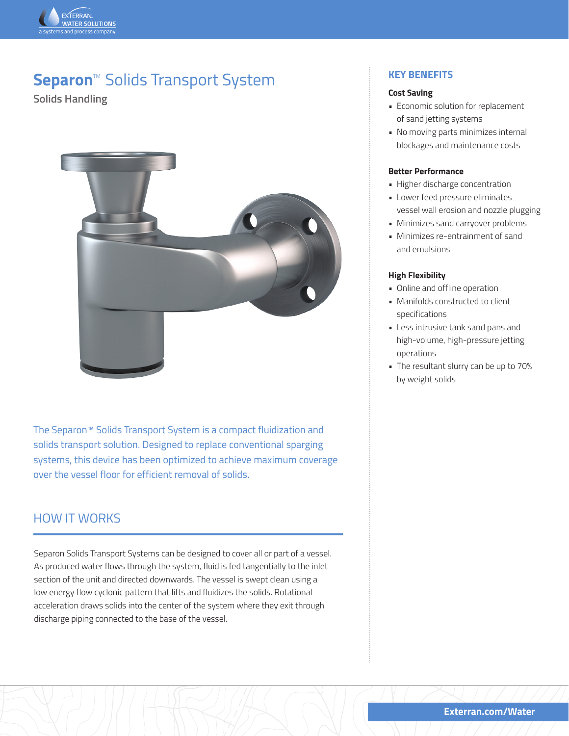# Separon™ Solids Transport System

## Solids Handling

The Separon™ Solids Transport System is a compact fluidization and solids transport solution. Designed to replace conventional sparging systems, this device has been optimized to achieve maximum coverage over the vessel floor for efficient removal of solids.

## HOW IT WORKS

Separon Solids Transport Systems can be designed to cover all or part of a vessel. As produced water flows through the system, fluid is fed tangentially to the inlet section of the unit and directed downwards. The vessel is swept clean using a low energy flow cyclonic pattern that lifts and fluidizes the solids. Rotational acceleration draws solids into the center of the system where they exit through discharge piping connected to the base of the vessel.

## KEY BENEFITS

### Cost Saving

- Economic solution for replacement of sand jetting systems
- No moving parts minimizes internal blockages and maintenance costs

### Better Performance

- Higher discharge concentration
- Lower feed pressure eliminates vessel wall erosion and nozzle plugging
- Minimizes sand carryover problems
- Minimizes re-entrainment of sand and emulsions

### High Flexibility

- Online and offline operation
- Manifolds constructed to client specifications
- Less intrusive tank sand pans and high-volume, high-pressure jetting operations
- The resultant slurry can be up to 70% by weight solids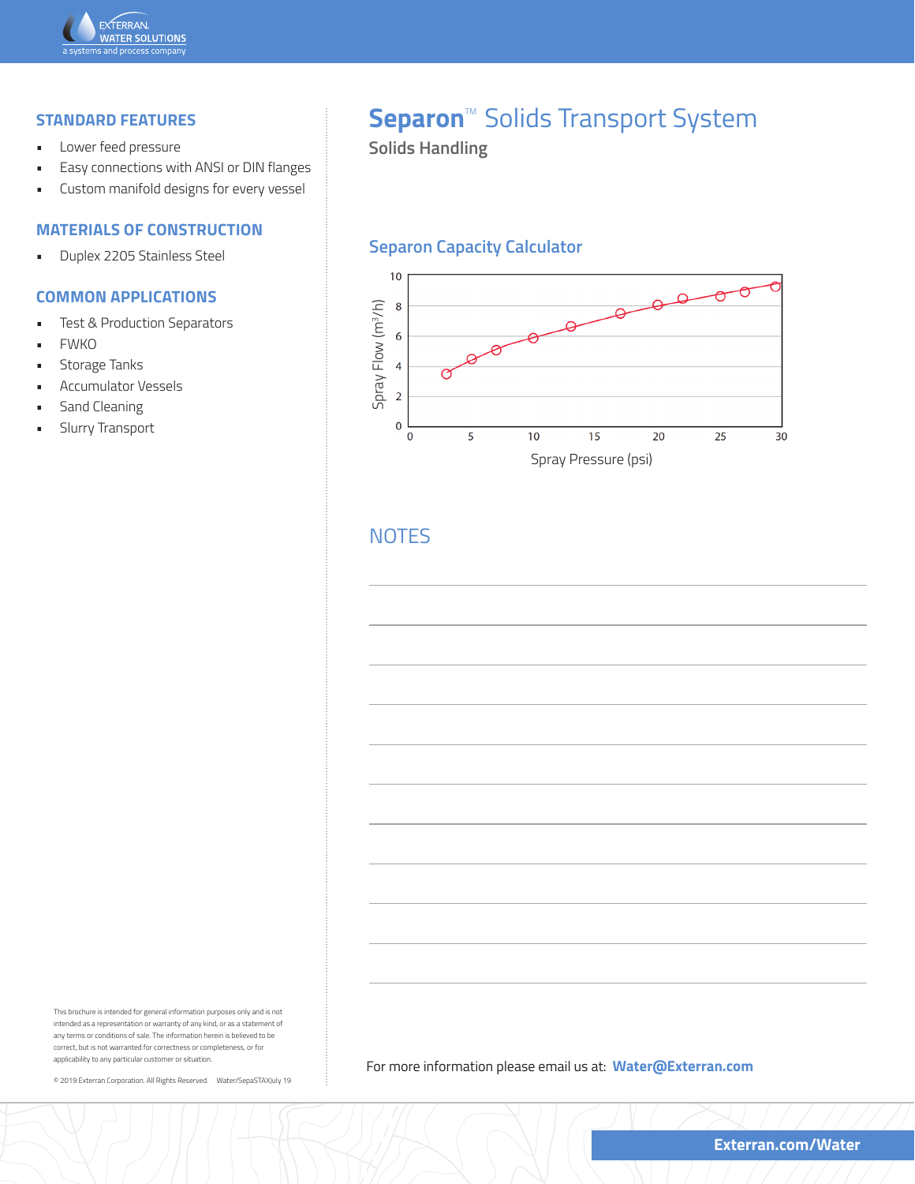## STANDARD FEATURES

- Lower feed pressure
- Easy connections with ANSI or DIN flanges
- Custom manifold designs for every vessel

## MATERIALS OF CONSTRUCTION

- Duplex 2205 Stainless Steel

## COMMON APPLICATIONS

- Test & Production Separators
- FWKO
- Storage Tanks
- Accumulator Vessels
- Sand Cleaning
- Slurry Transport

This brochure is intended for general information purposes only and is not intended as a representation or warranty of any kind, or as a statement of any terms or conditions of sale. The information herein is believed to be correct, but is not warranted for correctness or completeness, or for applicability to any particular customer or situation.

© 2019 Exterran Corporation. All Rights Reserved. Water/SepaSTAXJuly 19

# Separon™ Solids Transport System

### Solids Handling

## Separon Capacity Calculator

Spray Flow ($m^3/h$)

10
8
6
4
2
0

0 5 10 15 20 25 30

Spray Pressure (psi)

## NOTES

For more information please email us at: **Water@Exterran.com**

**Exterran.com/Water**